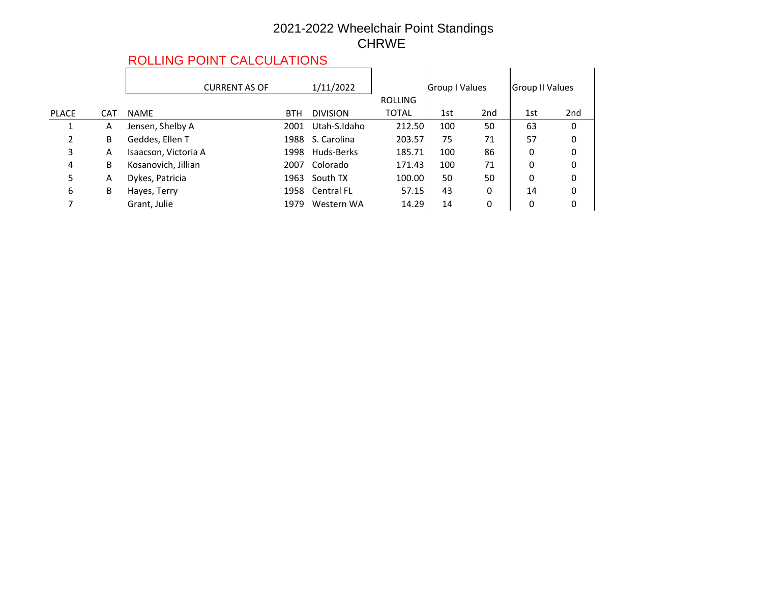# 2021-2022 Wheelchair Point Standings

## CHRWE

### ROLLING POINT CALCULATIONS

CURRENT AS OF 1/11/2022

| PLACE | CAT | NAME | BTH | DIVISION | ROLLING TOTAL | Group I Values | | Group II Values | |
|---|---|---|---|---|---|---|---|---|---|
| | | | | | | 1st | 2nd | 1st | 2nd |
| 1 | A | Jensen, Shelby A | 2001 | Utah-S.Idaho | 212.50 | 100 | 50 | 63 | 0 |
| 2 | B | Geddes, Ellen T | 1988 | S. Carolina | 203.57 | 75 | 71 | 57 | 0 |
| 3 | A | Isaacson, Victoria A | 1998 | Huds-Berks | 185.71 | 100 | 86 | 0 | 0 |
| 4 | B | Kosanovich, Jillian | 2007 | Colorado | 171.43 | 100 | 71 | 0 | 0 |
| 5 | A | Dykes, Patricia | 1963 | South TX | 100.00 | 50 | 50 | 0 | 0 |
| 6 | B | Hayes, Terry | 1958 | Central FL | 57.15 | 43 | 0 | 14 | 0 |
| 7 | | Grant, Julie | 1979 | Western WA | 14.29 | 14 | 0 | 0 | 0 |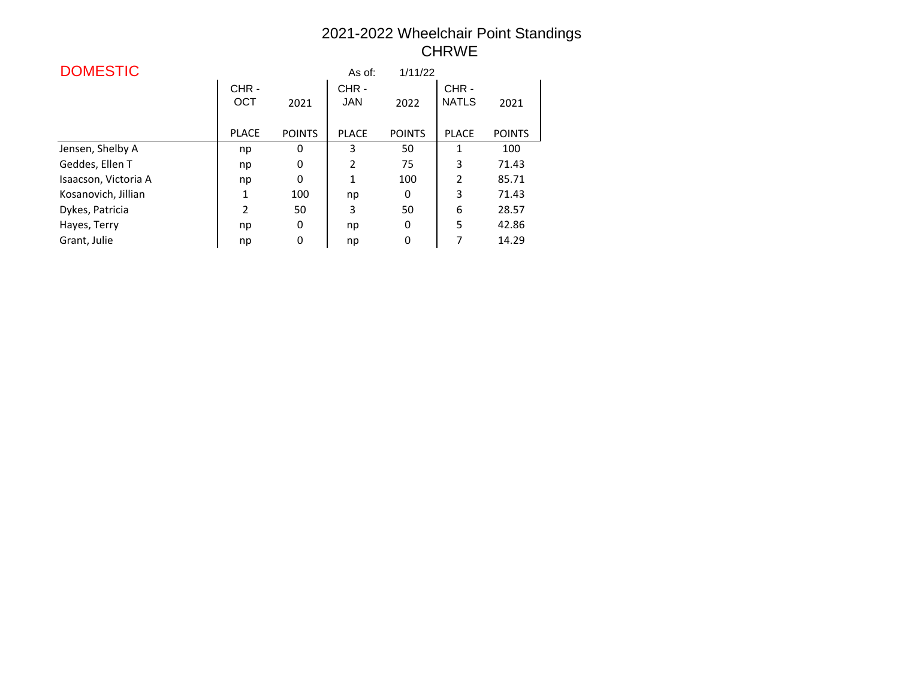# 2021-2022 Wheelchair Point Standings
## CHRWE

**DOMESTIC**

As of: 1/11/22

| | CHR - OCT | 2021 | CHR - JAN | 2022 | CHR - NATLS | 2021 |
|---|---|---|---|---|---|---|
| | PLACE | POINTS | PLACE | POINTS | PLACE | POINTS |
| Jensen, Shelby A | np | 0 | 3 | 50 | 1 | 100 |
| Geddes, Ellen T | np | 0 | 2 | 75 | 3 | 71.43 |
| Isaacson, Victoria A | np | 0 | 1 | 100 | 2 | 85.71 |
| Kosanovich, Jillian | 1 | 100 | np | 0 | 3 | 71.43 |
| Dykes, Patricia | 2 | 50 | 3 | 50 | 6 | 28.57 |
| Hayes, Terry | np | 0 | np | 0 | 5 | 42.86 |
| Grant, Julie | np | 0 | np | 0 | 7 | 14.29 |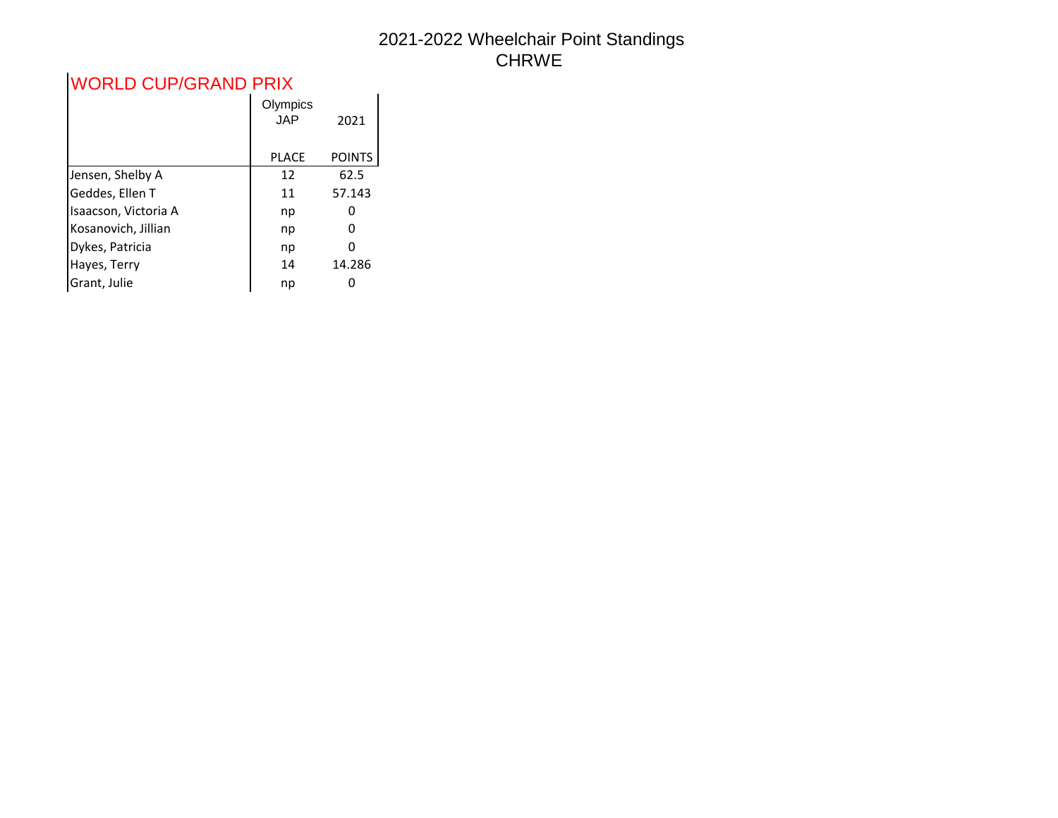# 2021-2022 Wheelchair Point Standings
## CHRWE

### WORLD CUP/GRAND PRIX

| | Olympics JAP | 2021 |
|---|---|---|
| | PLACE | POINTS |
| Jensen, Shelby A | 12 | 62.5 |
| Geddes, Ellen T | 11 | 57.143 |
| Isaacson, Victoria A | np | 0 |
| Kosanovich, Jillian | np | 0 |
| Dykes, Patricia | np | 0 |
| Hayes, Terry | 14 | 14.286 |
| Grant, Julie | np | 0 |